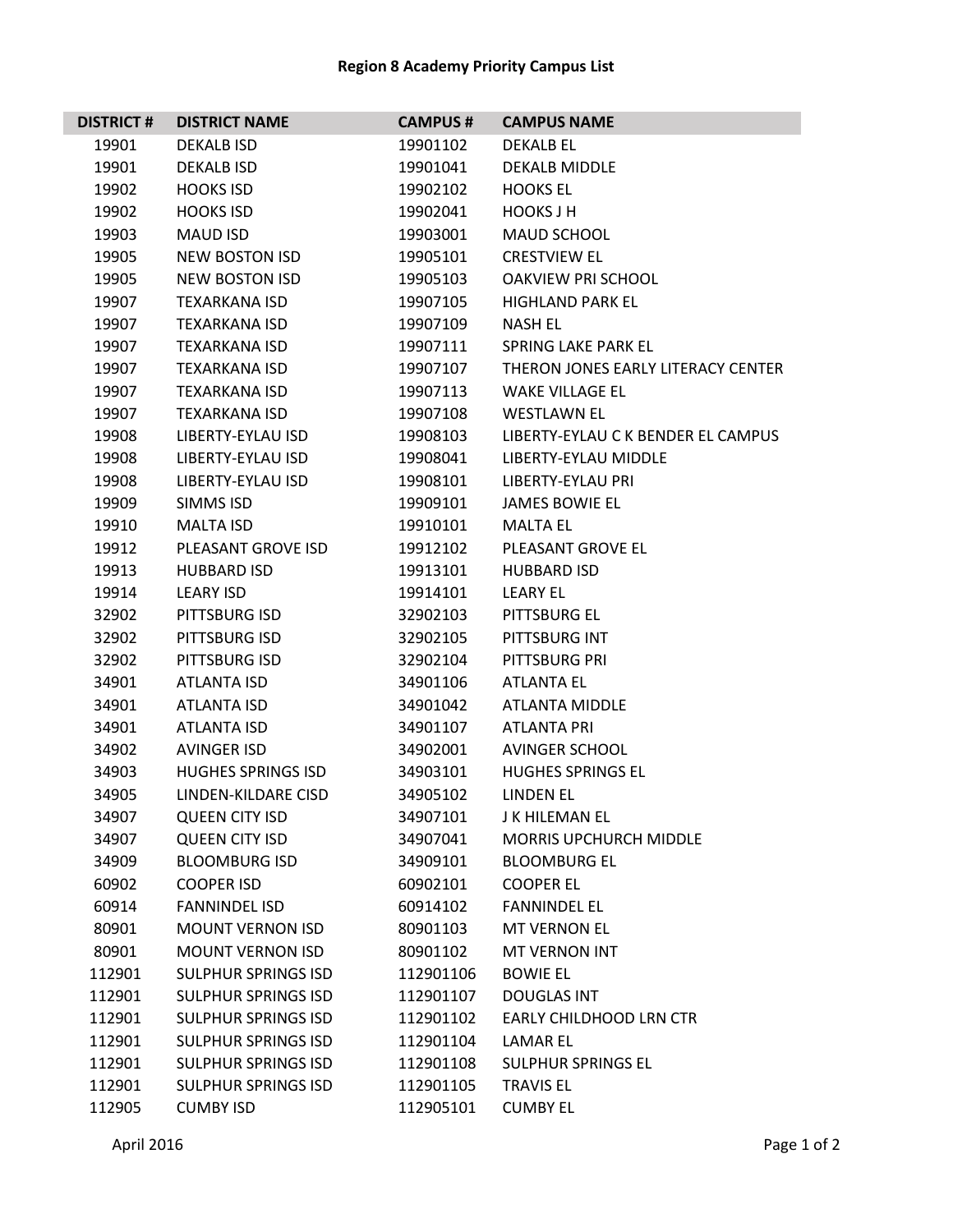# Region 8 Academy Priority Campus List

| DISTRICT # | DISTRICT NAME | CAMPUS # | CAMPUS NAME |
|---|---|---|---|
| 19901 | DEKALB ISD | 19901102 | DEKALB EL |
| 19901 | DEKALB ISD | 19901041 | DEKALB MIDDLE |
| 19902 | HOOKS ISD | 19902102 | HOOKS EL |
| 19902 | HOOKS ISD | 19902041 | HOOKS J H |
| 19903 | MAUD ISD | 19903001 | MAUD SCHOOL |
| 19905 | NEW BOSTON ISD | 19905101 | CRESTVIEW EL |
| 19905 | NEW BOSTON ISD | 19905103 | OAKVIEW PRI SCHOOL |
| 19907 | TEXARKANA ISD | 19907105 | HIGHLAND PARK EL |
| 19907 | TEXARKANA ISD | 19907109 | NASH EL |
| 19907 | TEXARKANA ISD | 19907111 | SPRING LAKE PARK EL |
| 19907 | TEXARKANA ISD | 19907107 | THERON JONES EARLY LITERACY CENTER |
| 19907 | TEXARKANA ISD | 19907113 | WAKE VILLAGE EL |
| 19907 | TEXARKANA ISD | 19907108 | WESTLAWN EL |
| 19908 | LIBERTY-EYLAU ISD | 19908103 | LIBERTY-EYLAU C K BENDER EL CAMPUS |
| 19908 | LIBERTY-EYLAU ISD | 19908041 | LIBERTY-EYLAU MIDDLE |
| 19908 | LIBERTY-EYLAU ISD | 19908101 | LIBERTY-EYLAU PRI |
| 19909 | SIMMS ISD | 19909101 | JAMES BOWIE EL |
| 19910 | MALTA ISD | 19910101 | MALTA EL |
| 19912 | PLEASANT GROVE ISD | 19912102 | PLEASANT GROVE EL |
| 19913 | HUBBARD ISD | 19913101 | HUBBARD ISD |
| 19914 | LEARY ISD | 19914101 | LEARY EL |
| 32902 | PITTSBURG ISD | 32902103 | PITTSBURG EL |
| 32902 | PITTSBURG ISD | 32902105 | PITTSBURG INT |
| 32902 | PITTSBURG ISD | 32902104 | PITTSBURG PRI |
| 34901 | ATLANTA ISD | 34901106 | ATLANTA EL |
| 34901 | ATLANTA ISD | 34901042 | ATLANTA MIDDLE |
| 34901 | ATLANTA ISD | 34901107 | ATLANTA PRI |
| 34902 | AVINGER ISD | 34902001 | AVINGER SCHOOL |
| 34903 | HUGHES SPRINGS ISD | 34903101 | HUGHES SPRINGS EL |
| 34905 | LINDEN-KILDARE CISD | 34905102 | LINDEN EL |
| 34907 | QUEEN CITY ISD | 34907101 | J K HILEMAN EL |
| 34907 | QUEEN CITY ISD | 34907041 | MORRIS UPCHURCH MIDDLE |
| 34909 | BLOOMBURG ISD | 34909101 | BLOOMBURG EL |
| 60902 | COOPER ISD | 60902101 | COOPER EL |
| 60914 | FANNINDEL ISD | 60914102 | FANNINDEL EL |
| 80901 | MOUNT VERNON ISD | 80901103 | MT VERNON EL |
| 80901 | MOUNT VERNON ISD | 80901102 | MT VERNON INT |
| 112901 | SULPHUR SPRINGS ISD | 112901106 | BOWIE EL |
| 112901 | SULPHUR SPRINGS ISD | 112901107 | DOUGLAS INT |
| 112901 | SULPHUR SPRINGS ISD | 112901102 | EARLY CHILDHOOD LRN CTR |
| 112901 | SULPHUR SPRINGS ISD | 112901104 | LAMAR EL |
| 112901 | SULPHUR SPRINGS ISD | 112901108 | SULPHUR SPRINGS EL |
| 112901 | SULPHUR SPRINGS ISD | 112901105 | TRAVIS EL |
| 112905 | CUMBY ISD | 112905101 | CUMBY EL |

April 2016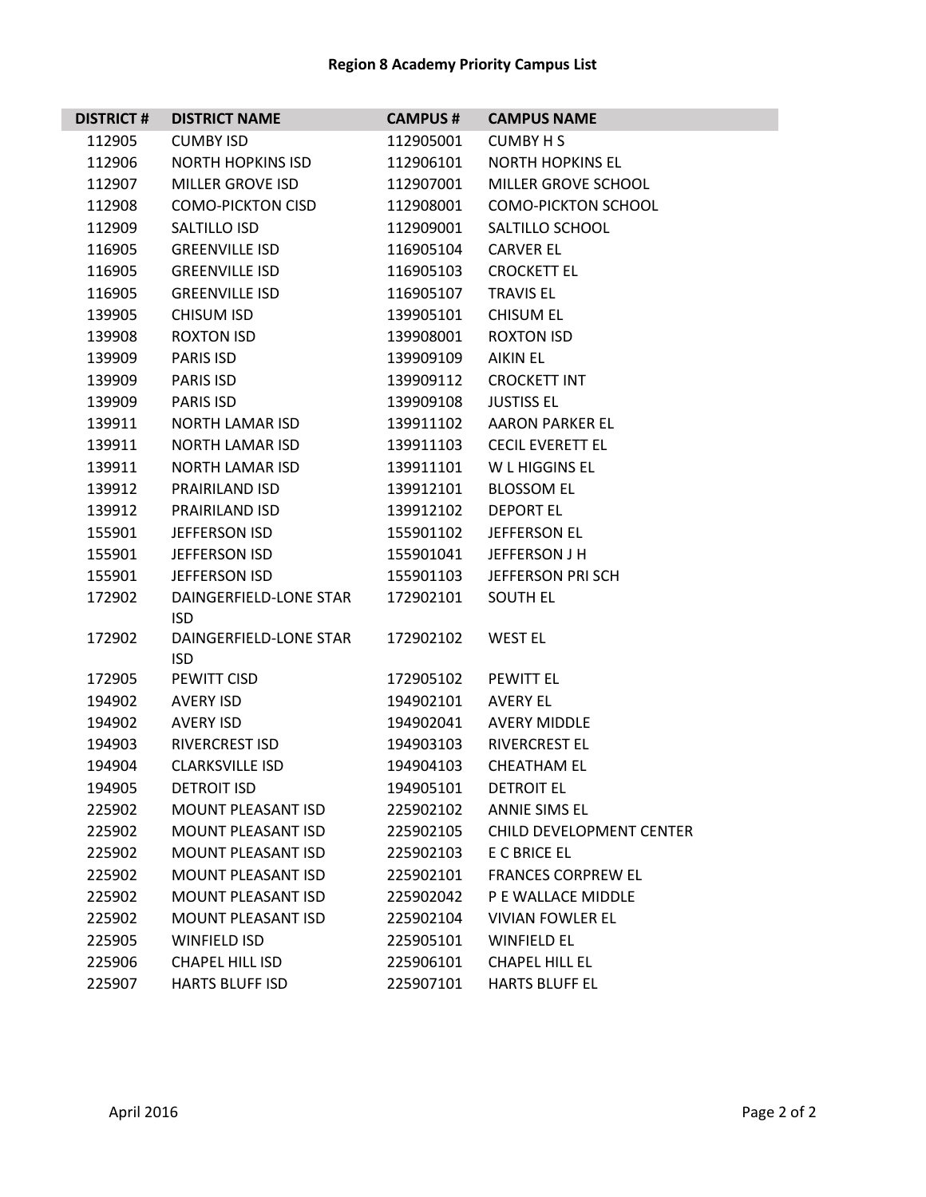**Region 8 Academy Priority Campus List**

| DISTRICT # | DISTRICT NAME | CAMPUS # | CAMPUS NAME |
|---|---|---|---|
| 112905 | CUMBY ISD | 112905001 | CUMBY H S |
| 112906 | NORTH HOPKINS ISD | 112906101 | NORTH HOPKINS EL |
| 112907 | MILLER GROVE ISD | 112907001 | MILLER GROVE SCHOOL |
| 112908 | COMO-PICKTON CISD | 112908001 | COMO-PICKTON SCHOOL |
| 112909 | SALTILLO ISD | 112909001 | SALTILLO SCHOOL |
| 116905 | GREENVILLE ISD | 116905104 | CARVER EL |
| 116905 | GREENVILLE ISD | 116905103 | CROCKETT EL |
| 116905 | GREENVILLE ISD | 116905107 | TRAVIS EL |
| 139905 | CHISUM ISD | 139905101 | CHISUM EL |
| 139908 | ROXTON ISD | 139908001 | ROXTON ISD |
| 139909 | PARIS ISD | 139909109 | AIKIN EL |
| 139909 | PARIS ISD | 139909112 | CROCKETT INT |
| 139909 | PARIS ISD | 139909108 | JUSTISS EL |
| 139911 | NORTH LAMAR ISD | 139911102 | AARON PARKER EL |
| 139911 | NORTH LAMAR ISD | 139911103 | CECIL EVERETT EL |
| 139911 | NORTH LAMAR ISD | 139911101 | W L HIGGINS EL |
| 139912 | PRAIRILAND ISD | 139912101 | BLOSSOM EL |
| 139912 | PRAIRILAND ISD | 139912102 | DEPORT EL |
| 155901 | JEFFERSON ISD | 155901102 | JEFFERSON EL |
| 155901 | JEFFERSON ISD | 155901041 | JEFFERSON J H |
| 155901 | JEFFERSON ISD | 155901103 | JEFFERSON PRI SCH |
| 172902 | DAINGERFIELD-LONE STAR ISD | 172902101 | SOUTH EL |
| 172902 | DAINGERFIELD-LONE STAR ISD | 172902102 | WEST EL |
| 172905 | PEWITT CISD | 172905102 | PEWITT EL |
| 194902 | AVERY ISD | 194902101 | AVERY EL |
| 194902 | AVERY ISD | 194902041 | AVERY MIDDLE |
| 194903 | RIVERCREST ISD | 194903103 | RIVERCREST EL |
| 194904 | CLARKSVILLE ISD | 194904103 | CHEATHAM EL |
| 194905 | DETROIT ISD | 194905101 | DETROIT EL |
| 225902 | MOUNT PLEASANT ISD | 225902102 | ANNIE SIMS EL |
| 225902 | MOUNT PLEASANT ISD | 225902105 | CHILD DEVELOPMENT CENTER |
| 225902 | MOUNT PLEASANT ISD | 225902103 | E C BRICE EL |
| 225902 | MOUNT PLEASANT ISD | 225902101 | FRANCES CORPREW EL |
| 225902 | MOUNT PLEASANT ISD | 225902042 | P E WALLACE MIDDLE |
| 225902 | MOUNT PLEASANT ISD | 225902104 | VIVIAN FOWLER EL |
| 225905 | WINFIELD ISD | 225905101 | WINFIELD EL |
| 225906 | CHAPEL HILL ISD | 225906101 | CHAPEL HILL EL |
| 225907 | HARTS BLUFF ISD | 225907101 | HARTS BLUFF EL |

April 2016